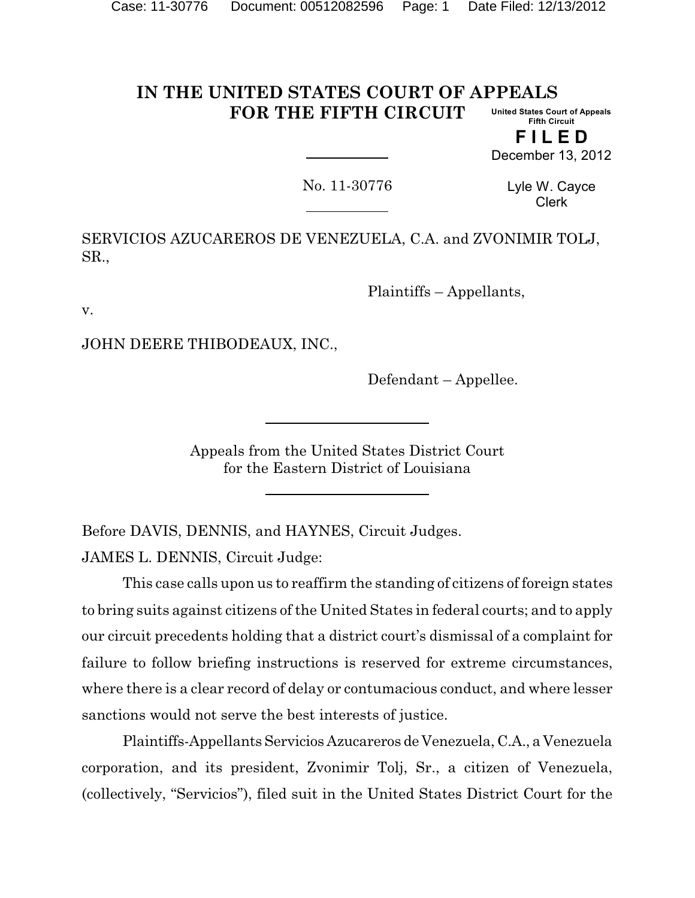# IN THE UNITED STATES COURT OF APPEALS FOR THE FIFTH CIRCUIT

United States Court of Appeals
Fifth Circuit

**FILED**

December 13, 2012

Lyle W. Cayce
Clerk

No. 11-30776

SERVICIOS AZUCAREROS DE VENEZUELA, C.A. and ZVONIMIR TOLJ, SR.,

Plaintiffs – Appellants,

v.

JOHN DEERE THIBODEAUX, INC.,

Defendant – Appellee.

Appeals from the United States District Court
for the Eastern District of Louisiana

Before DAVIS, DENNIS, and HAYNES, Circuit Judges.

JAMES L. DENNIS, Circuit Judge:

This case calls upon us to reaffirm the standing of citizens of foreign states to bring suits against citizens of the United States in federal courts; and to apply our circuit precedents holding that a district court's dismissal of a complaint for failure to follow briefing instructions is reserved for extreme circumstances, where there is a clear record of delay or contumacious conduct, and where lesser sanctions would not serve the best interests of justice.

Plaintiffs-Appellants Servicios Azucareros de Venezuela, C.A., a Venezuela corporation, and its president, Zvonimir Tolj, Sr., a citizen of Venezuela, (collectively, "Servicios"), filed suit in the United States District Court for the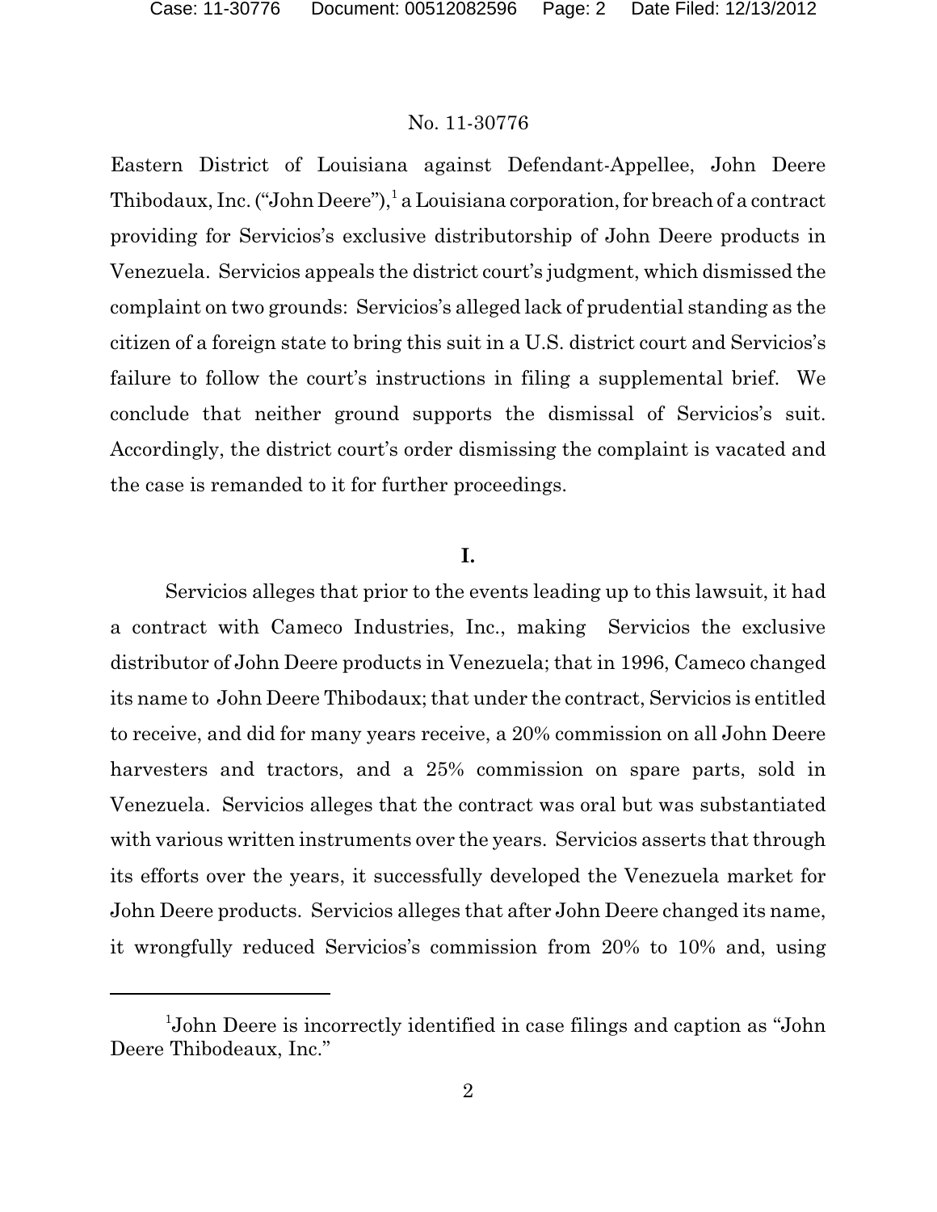Eastern District of Louisiana against Defendant-Appellee, John Deere Thibodaux, Inc. ("John Deere"),[1] a Louisiana corporation, for breach of a contract providing for Servicios's exclusive distributorship of John Deere products in Venezuela. Servicios appeals the district court's judgment, which dismissed the complaint on two grounds: Servicios's alleged lack of prudential standing as the citizen of a foreign state to bring this suit in a U.S. district court and Servicios's failure to follow the court's instructions in filing a supplemental brief. We conclude that neither ground supports the dismissal of Servicios's suit. Accordingly, the district court's order dismissing the complaint is vacated and the case is remanded to it for further proceedings.

## I.

Servicios alleges that prior to the events leading up to this lawsuit, it had a contract with Cameco Industries, Inc., making Servicios the exclusive distributor of John Deere products in Venezuela; that in 1996, Cameco changed its name to John Deere Thibodaux; that under the contract, Servicios is entitled to receive, and did for many years receive, a 20% commission on all John Deere harvesters and tractors, and a 25% commission on spare parts, sold in Venezuela. Servicios alleges that the contract was oral but was substantiated with various written instruments over the years. Servicios asserts that through its efforts over the years, it successfully developed the Venezuela market for John Deere products. Servicios alleges that after John Deere changed its name, it wrongfully reduced Servicios's commission from 20% to 10% and, using

[1] John Deere is incorrectly identified in case filings and caption as "John Deere Thibodeaux, Inc."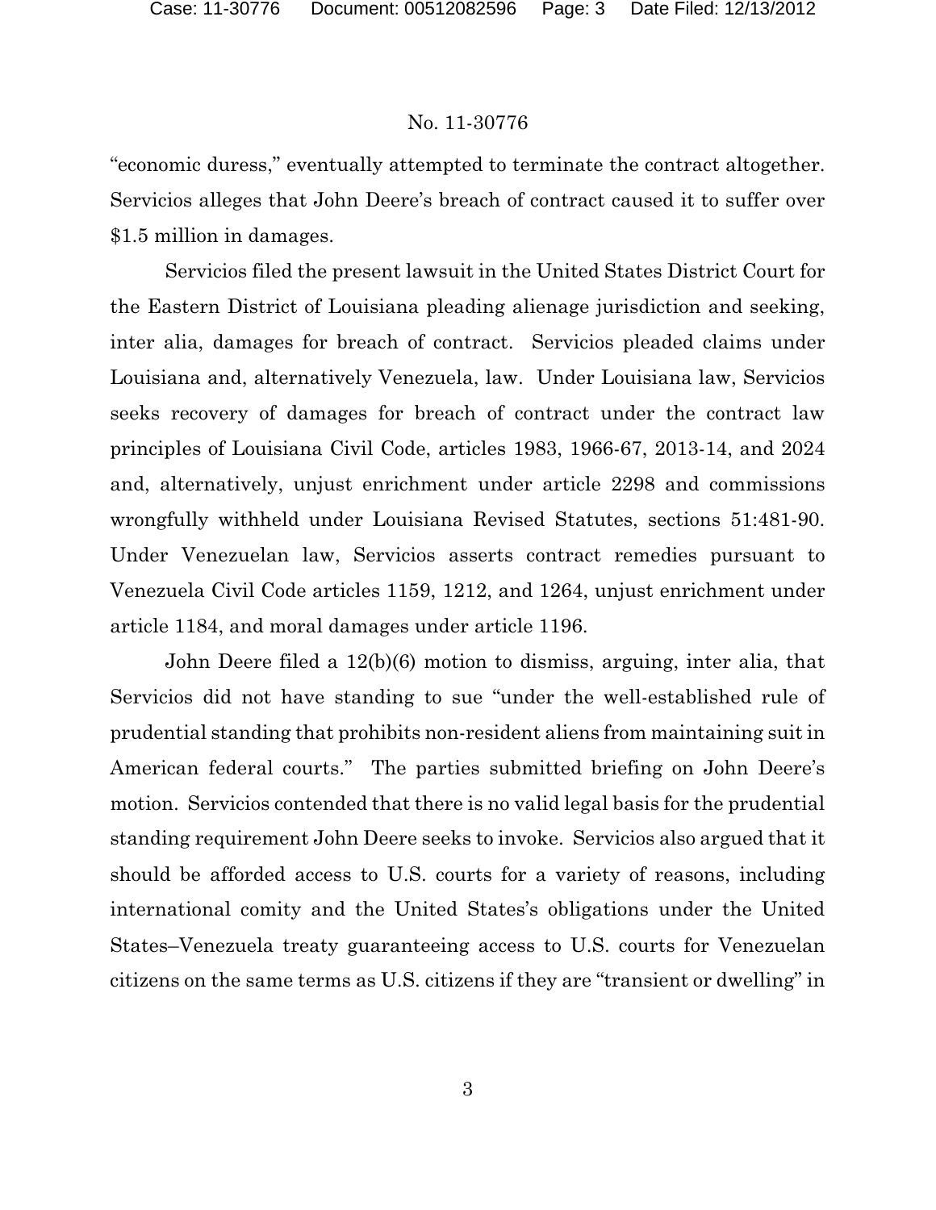"economic duress," eventually attempted to terminate the contract altogether. Servicios alleges that John Deere's breach of contract caused it to suffer over $1.5 million in damages.

Servicios filed the present lawsuit in the United States District Court for the Eastern District of Louisiana pleading alienage jurisdiction and seeking, inter alia, damages for breach of contract. Servicios pleaded claims under Louisiana and, alternatively Venezuela, law. Under Louisiana law, Servicios seeks recovery of damages for breach of contract under the contract law principles of Louisiana Civil Code, articles 1983, 1966-67, 2013-14, and 2024 and, alternatively, unjust enrichment under article 2298 and commissions wrongfully withheld under Louisiana Revised Statutes, sections 51:481-90. Under Venezuelan law, Servicios asserts contract remedies pursuant to Venezuela Civil Code articles 1159, 1212, and 1264, unjust enrichment under article 1184, and moral damages under article 1196.

John Deere filed a 12(b)(6) motion to dismiss, arguing, inter alia, that Servicios did not have standing to sue "under the well-established rule of prudential standing that prohibits non-resident aliens from maintaining suit in American federal courts." The parties submitted briefing on John Deere's motion. Servicios contended that there is no valid legal basis for the prudential standing requirement John Deere seeks to invoke. Servicios also argued that it should be afforded access to U.S. courts for a variety of reasons, including international comity and the United States's obligations under the United States–Venezuela treaty guaranteeing access to U.S. courts for Venezuelan citizens on the same terms as U.S. citizens if they are "transient or dwelling" in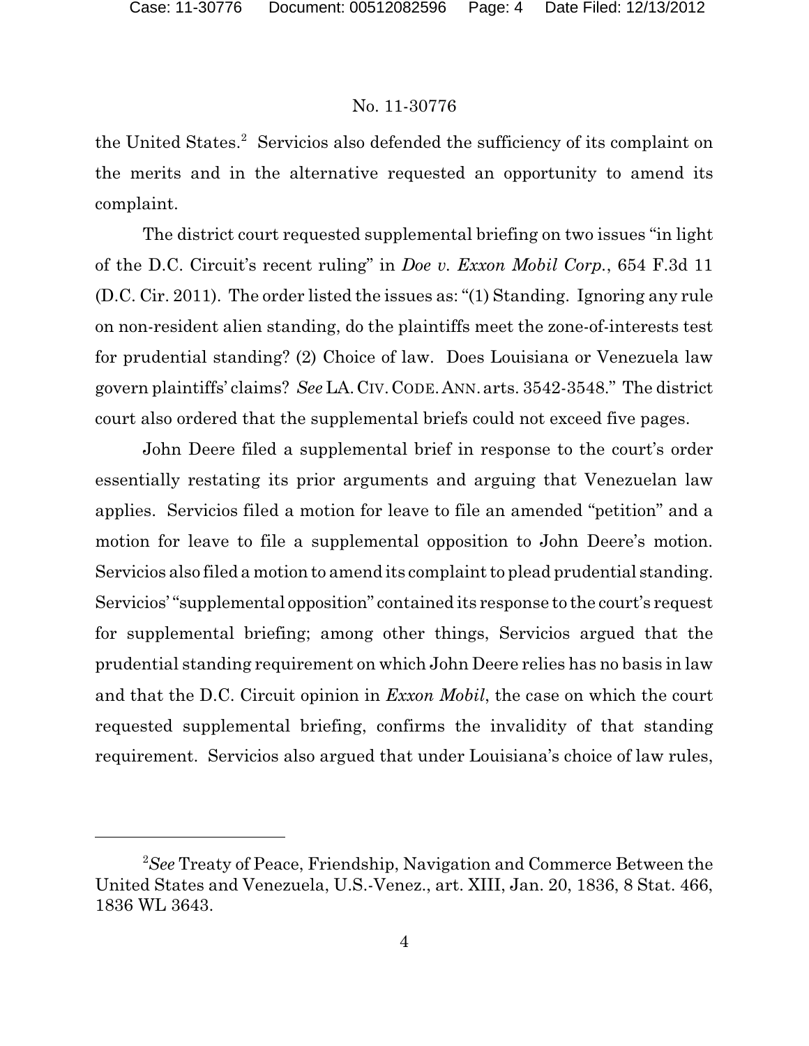the United States.[2] Servicios also defended the sufficiency of its complaint on the merits and in the alternative requested an opportunity to amend its complaint.

The district court requested supplemental briefing on two issues "in light of the D.C. Circuit's recent ruling" in *Doe v. Exxon Mobil Corp.*, 654 F.3d 11 (D.C. Cir. 2011). The order listed the issues as: "(1) Standing. Ignoring any rule on non-resident alien standing, do the plaintiffs meet the zone-of-interests test for prudential standing? (2) Choice of law. Does Louisiana or Venezuela law govern plaintiffs' claims? *See* LA. CIV. CODE. ANN. arts. 3542-3548." The district court also ordered that the supplemental briefs could not exceed five pages.

John Deere filed a supplemental brief in response to the court's order essentially restating its prior arguments and arguing that Venezuelan law applies. Servicios filed a motion for leave to file an amended "petition" and a motion for leave to file a supplemental opposition to John Deere's motion. Servicios also filed a motion to amend its complaint to plead prudential standing. Servicios' "supplemental opposition" contained its response to the court's request for supplemental briefing; among other things, Servicios argued that the prudential standing requirement on which John Deere relies has no basis in law and that the D.C. Circuit opinion in *Exxon Mobil*, the case on which the court requested supplemental briefing, confirms the invalidity of that standing requirement. Servicios also argued that under Louisiana's choice of law rules,

---

[2] *See* Treaty of Peace, Friendship, Navigation and Commerce Between the United States and Venezuela, U.S.-Venez., art. XIII, Jan. 20, 1836, 8 Stat. 466, 1836 WL 3643.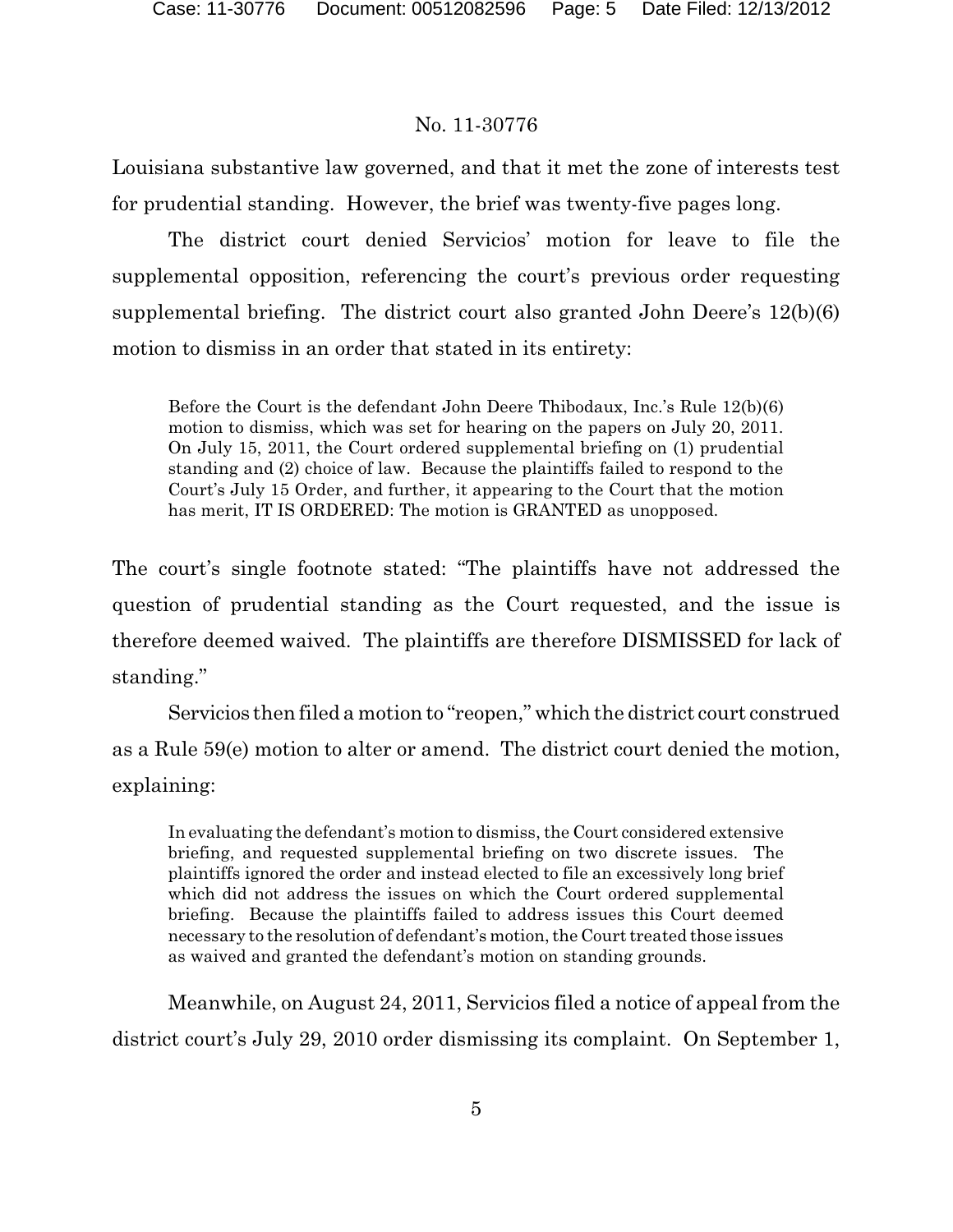Louisiana substantive law governed, and that it met the zone of interests test for prudential standing. However, the brief was twenty-five pages long.

The district court denied Servicios' motion for leave to file the supplemental opposition, referencing the court's previous order requesting supplemental briefing. The district court also granted John Deere's 12(b)(6) motion to dismiss in an order that stated in its entirety:

> Before the Court is the defendant John Deere Thibodaux, Inc.'s Rule 12(b)(6) motion to dismiss, which was set for hearing on the papers on July 20, 2011. On July 15, 2011, the Court ordered supplemental briefing on (1) prudential standing and (2) choice of law. Because the plaintiffs failed to respond to the Court's July 15 Order, and further, it appearing to the Court that the motion has merit, IT IS ORDERED: The motion is GRANTED as unopposed.

The court's single footnote stated: "The plaintiffs have not addressed the question of prudential standing as the Court requested, and the issue is therefore deemed waived. The plaintiffs are therefore DISMISSED for lack of standing."

Servicios then filed a motion to "reopen," which the district court construed as a Rule 59(e) motion to alter or amend. The district court denied the motion, explaining:

> In evaluating the defendant's motion to dismiss, the Court considered extensive briefing, and requested supplemental briefing on two discrete issues. The plaintiffs ignored the order and instead elected to file an excessively long brief which did not address the issues on which the Court ordered supplemental briefing. Because the plaintiffs failed to address issues this Court deemed necessary to the resolution of defendant's motion, the Court treated those issues as waived and granted the defendant's motion on standing grounds.

Meanwhile, on August 24, 2011, Servicios filed a notice of appeal from the district court's July 29, 2010 order dismissing its complaint. On September 1,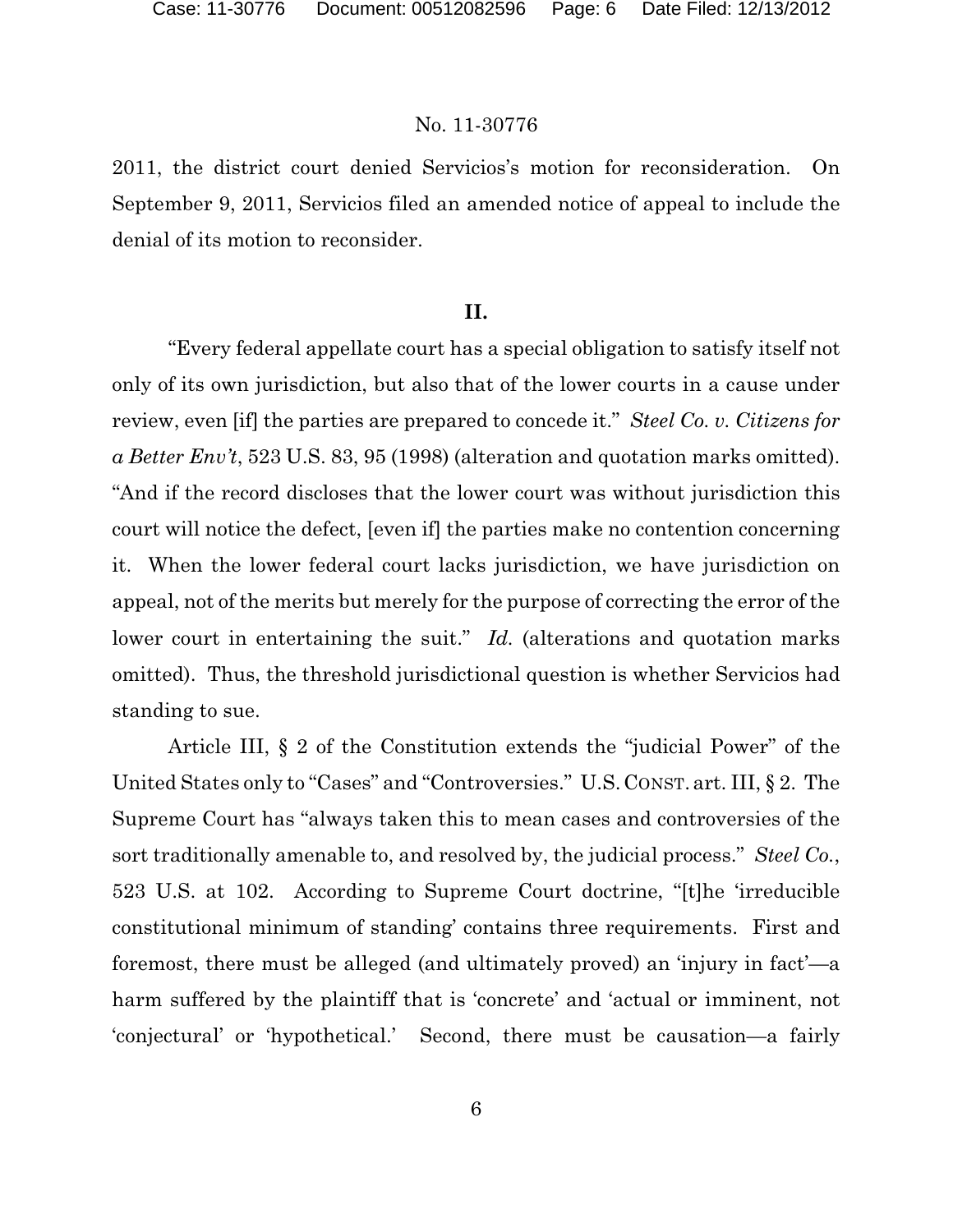2011, the district court denied Servicios's motion for reconsideration. On September 9, 2011, Servicios filed an amended notice of appeal to include the denial of its motion to reconsider.

## II.

"Every federal appellate court has a special obligation to satisfy itself not only of its own jurisdiction, but also that of the lower courts in a cause under review, even [if] the parties are prepared to concede it." *Steel Co. v. Citizens for a Better Env't*, 523 U.S. 83, 95 (1998) (alteration and quotation marks omitted). "And if the record discloses that the lower court was without jurisdiction this court will notice the defect, [even if] the parties make no contention concerning it. When the lower federal court lacks jurisdiction, we have jurisdiction on appeal, not of the merits but merely for the purpose of correcting the error of the lower court in entertaining the suit." *Id.* (alterations and quotation marks omitted). Thus, the threshold jurisdictional question is whether Servicios had standing to sue.

Article III, § 2 of the Constitution extends the "judicial Power" of the United States only to "Cases" and "Controversies." U.S. CONST. art. III, § 2. The Supreme Court has "always taken this to mean cases and controversies of the sort traditionally amenable to, and resolved by, the judicial process." *Steel Co.*, 523 U.S. at 102. According to Supreme Court doctrine, "[t]he 'irreducible constitutional minimum of standing' contains three requirements. First and foremost, there must be alleged (and ultimately proved) an 'injury in fact'—a harm suffered by the plaintiff that is 'concrete' and 'actual or imminent, not 'conjectural' or 'hypothetical.' Second, there must be causation—a fairly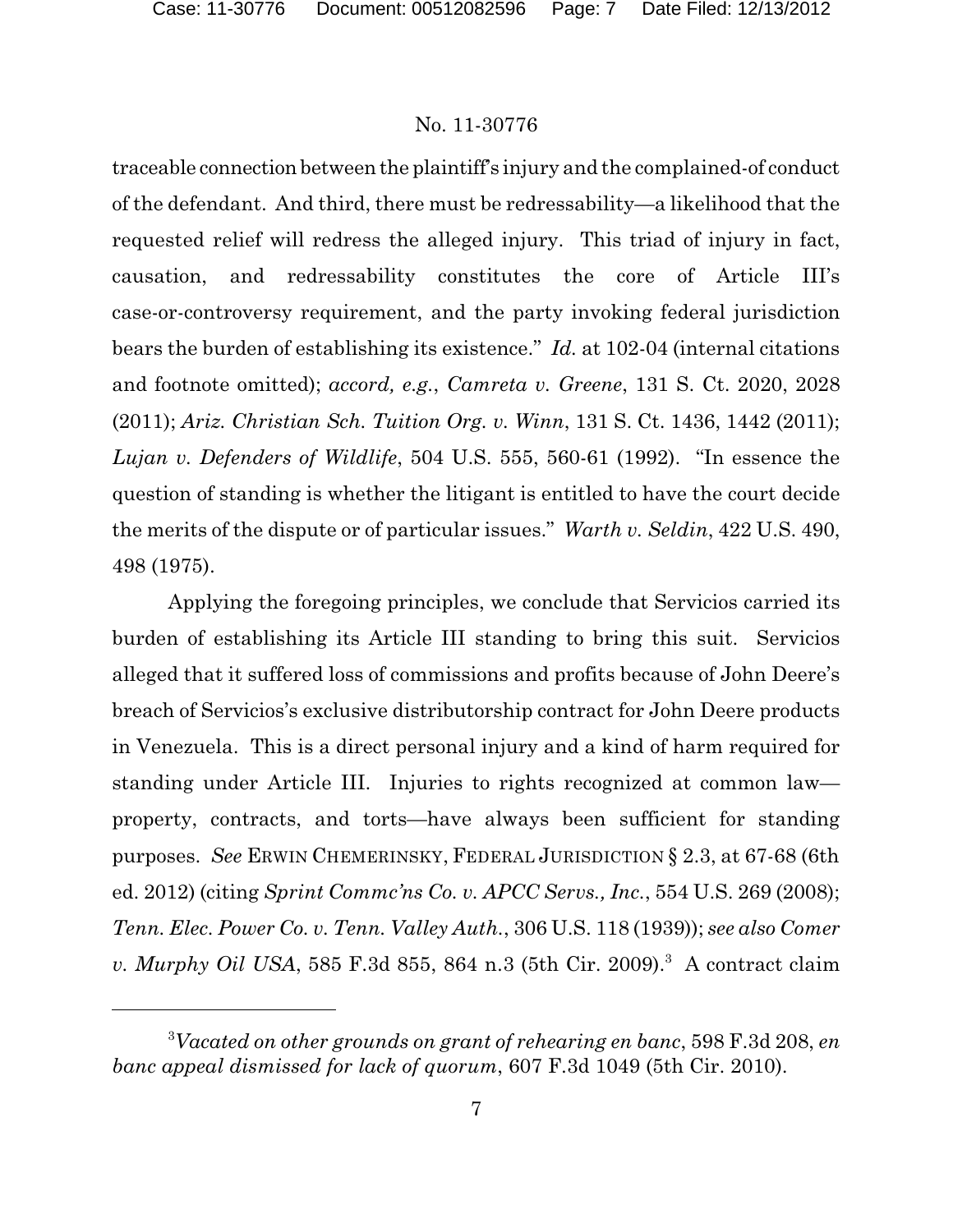traceable connection between the plaintiff's injury and the complained-of conduct of the defendant. And third, there must be redressability—a likelihood that the requested relief will redress the alleged injury. This triad of injury in fact, causation, and redressability constitutes the core of Article III's case-or-controversy requirement, and the party invoking federal jurisdiction bears the burden of establishing its existence." *Id.* at 102-04 (internal citations and footnote omitted); *accord, e.g.*, *Camreta v. Greene*, 131 S. Ct. 2020, 2028 (2011); *Ariz. Christian Sch. Tuition Org. v. Winn*, 131 S. Ct. 1436, 1442 (2011); *Lujan v. Defenders of Wildlife*, 504 U.S. 555, 560-61 (1992). "In essence the question of standing is whether the litigant is entitled to have the court decide the merits of the dispute or of particular issues." *Warth v. Seldin*, 422 U.S. 490, 498 (1975).

Applying the foregoing principles, we conclude that Servicios carried its burden of establishing its Article III standing to bring this suit. Servicios alleged that it suffered loss of commissions and profits because of John Deere's breach of Servicios's exclusive distributorship contract for John Deere products in Venezuela. This is a direct personal injury and a kind of harm required for standing under Article III. Injuries to rights recognized at common law—property, contracts, and torts—have always been sufficient for standing purposes. *See* ERWIN CHEMERINSKY, FEDERAL JURISDICTION § 2.3, at 67-68 (6th ed. 2012) (citing *Sprint Commc'ns Co. v. APCC Servs., Inc.*, 554 U.S. 269 (2008); *Tenn. Elec. Power Co. v. Tenn. Valley Auth.*, 306 U.S. 118 (1939)); *see also Comer v. Murphy Oil USA*, 585 F.3d 855, 864 n.3 (5th Cir. 2009).[3] A contract claim

[3] *Vacated on other grounds on grant of rehearing en banc*, 598 F.3d 208, *en banc appeal dismissed for lack of quorum*, 607 F.3d 1049 (5th Cir. 2010).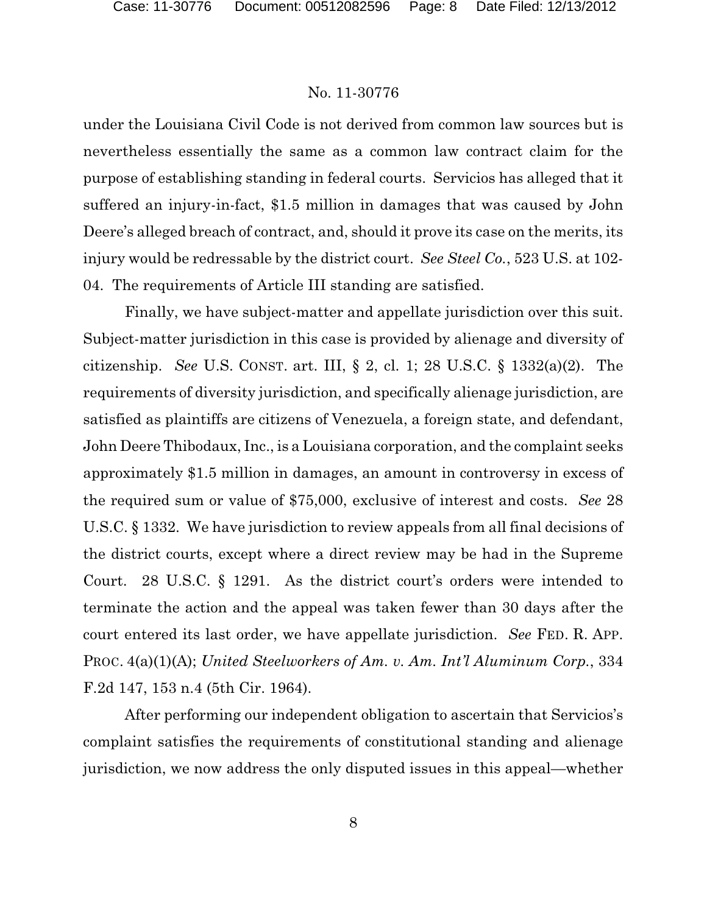under the Louisiana Civil Code is not derived from common law sources but is nevertheless essentially the same as a common law contract claim for the purpose of establishing standing in federal courts. Servicios has alleged that it suffered an injury-in-fact, $1.5 million in damages that was caused by John Deere's alleged breach of contract, and, should it prove its case on the merits, its injury would be redressable by the district court. *See Steel Co.*, 523 U.S. at 102-04. The requirements of Article III standing are satisfied.

Finally, we have subject-matter and appellate jurisdiction over this suit. Subject-matter jurisdiction in this case is provided by alienage and diversity of citizenship. *See* U.S. CONST. art. III, § 2, cl. 1; 28 U.S.C. § 1332(a)(2). The requirements of diversity jurisdiction, and specifically alienage jurisdiction, are satisfied as plaintiffs are citizens of Venezuela, a foreign state, and defendant, John Deere Thibodaux, Inc., is a Louisiana corporation, and the complaint seeks approximately $1.5 million in damages, an amount in controversy in excess of the required sum or value of $75,000, exclusive of interest and costs. *See* 28 U.S.C. § 1332. We have jurisdiction to review appeals from all final decisions of the district courts, except where a direct review may be had in the Supreme Court. 28 U.S.C. § 1291. As the district court's orders were intended to terminate the action and the appeal was taken fewer than 30 days after the court entered its last order, we have appellate jurisdiction. *See* FED. R. APP. PROC. 4(a)(1)(A); *United Steelworkers of Am. v. Am. Int'l Aluminum Corp.*, 334 F.2d 147, 153 n.4 (5th Cir. 1964).

After performing our independent obligation to ascertain that Servicios's complaint satisfies the requirements of constitutional standing and alienage jurisdiction, we now address the only disputed issues in this appeal—whether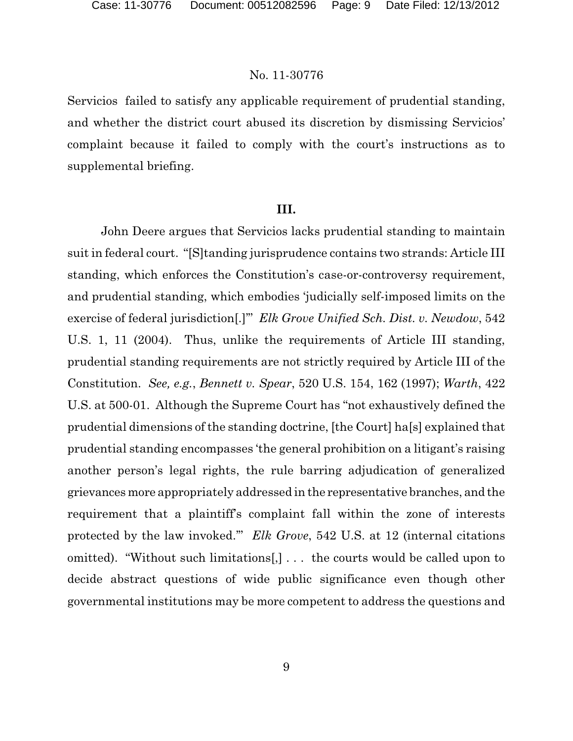Servicios failed to satisfy any applicable requirement of prudential standing, and whether the district court abused its discretion by dismissing Servicios' complaint because it failed to comply with the court's instructions as to supplemental briefing.

## III.

John Deere argues that Servicios lacks prudential standing to maintain suit in federal court. "[S]tanding jurisprudence contains two strands: Article III standing, which enforces the Constitution's case-or-controversy requirement, and prudential standing, which embodies 'judicially self-imposed limits on the exercise of federal jurisdiction[.]'" *Elk Grove Unified Sch. Dist. v. Newdow*, 542 U.S. 1, 11 (2004). Thus, unlike the requirements of Article III standing, prudential standing requirements are not strictly required by Article III of the Constitution. *See, e.g.*, *Bennett v. Spear*, 520 U.S. 154, 162 (1997); *Warth*, 422 U.S. at 500-01. Although the Supreme Court has "not exhaustively defined the prudential dimensions of the standing doctrine, [the Court] ha[s] explained that prudential standing encompasses 'the general prohibition on a litigant's raising another person's legal rights, the rule barring adjudication of generalized grievances more appropriately addressed in the representative branches, and the requirement that a plaintiff's complaint fall within the zone of interests protected by the law invoked.'" *Elk Grove*, 542 U.S. at 12 (internal citations omitted). "Without such limitations[,] . . . the courts would be called upon to decide abstract questions of wide public significance even though other governmental institutions may be more competent to address the questions and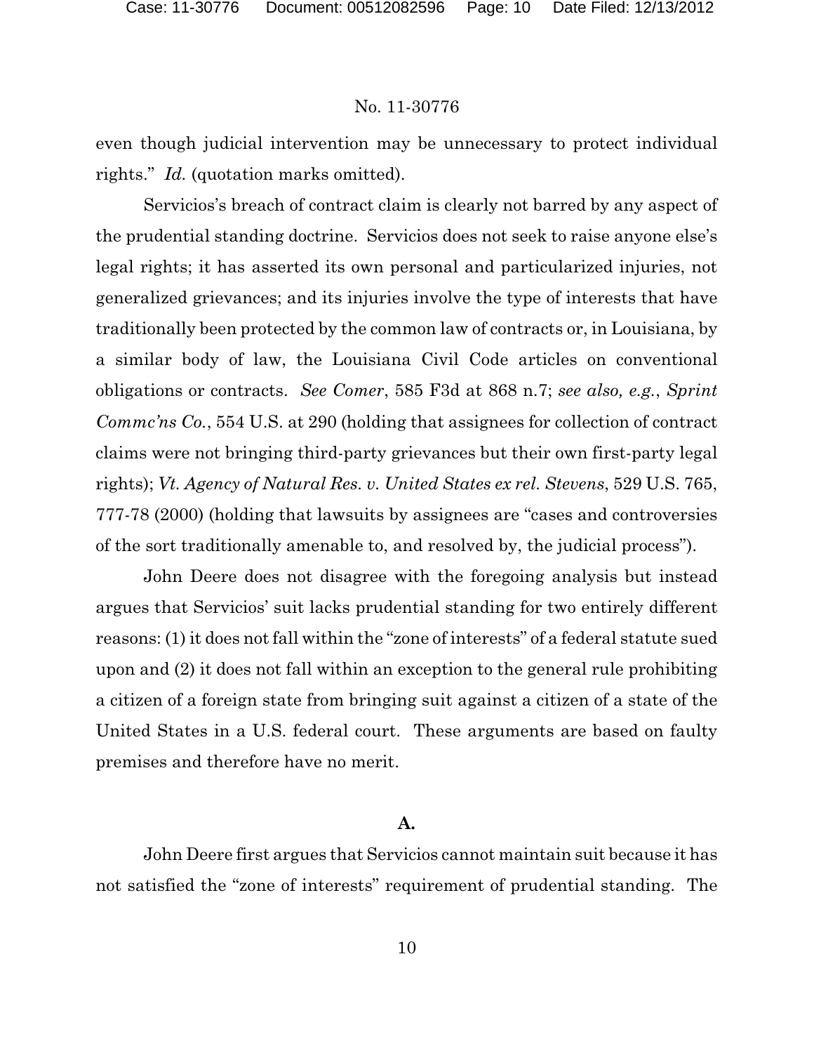even though judicial intervention may be unnecessary to protect individual rights." *Id.* (quotation marks omitted).

Servicios's breach of contract claim is clearly not barred by any aspect of the prudential standing doctrine. Servicios does not seek to raise anyone else's legal rights; it has asserted its own personal and particularized injuries, not generalized grievances; and its injuries involve the type of interests that have traditionally been protected by the common law of contracts or, in Louisiana, by a similar body of law, the Louisiana Civil Code articles on conventional obligations or contracts. *See Comer*, 585 F3d at 868 n.7; *see also, e.g.*, *Sprint Commc'ns Co.*, 554 U.S. at 290 (holding that assignees for collection of contract claims were not bringing third-party grievances but their own first-party legal rights); *Vt. Agency of Natural Res. v. United States ex rel. Stevens*, 529 U.S. 765, 777-78 (2000) (holding that lawsuits by assignees are "cases and controversies of the sort traditionally amenable to, and resolved by, the judicial process").

John Deere does not disagree with the foregoing analysis but instead argues that Servicios' suit lacks prudential standing for two entirely different reasons: (1) it does not fall within the "zone of interests" of a federal statute sued upon and (2) it does not fall within an exception to the general rule prohibiting a citizen of a foreign state from bringing suit against a citizen of a state of the United States in a U.S. federal court. These arguments are based on faulty premises and therefore have no merit.

**A.**

John Deere first argues that Servicios cannot maintain suit because it has not satisfied the "zone of interests" requirement of prudential standing. The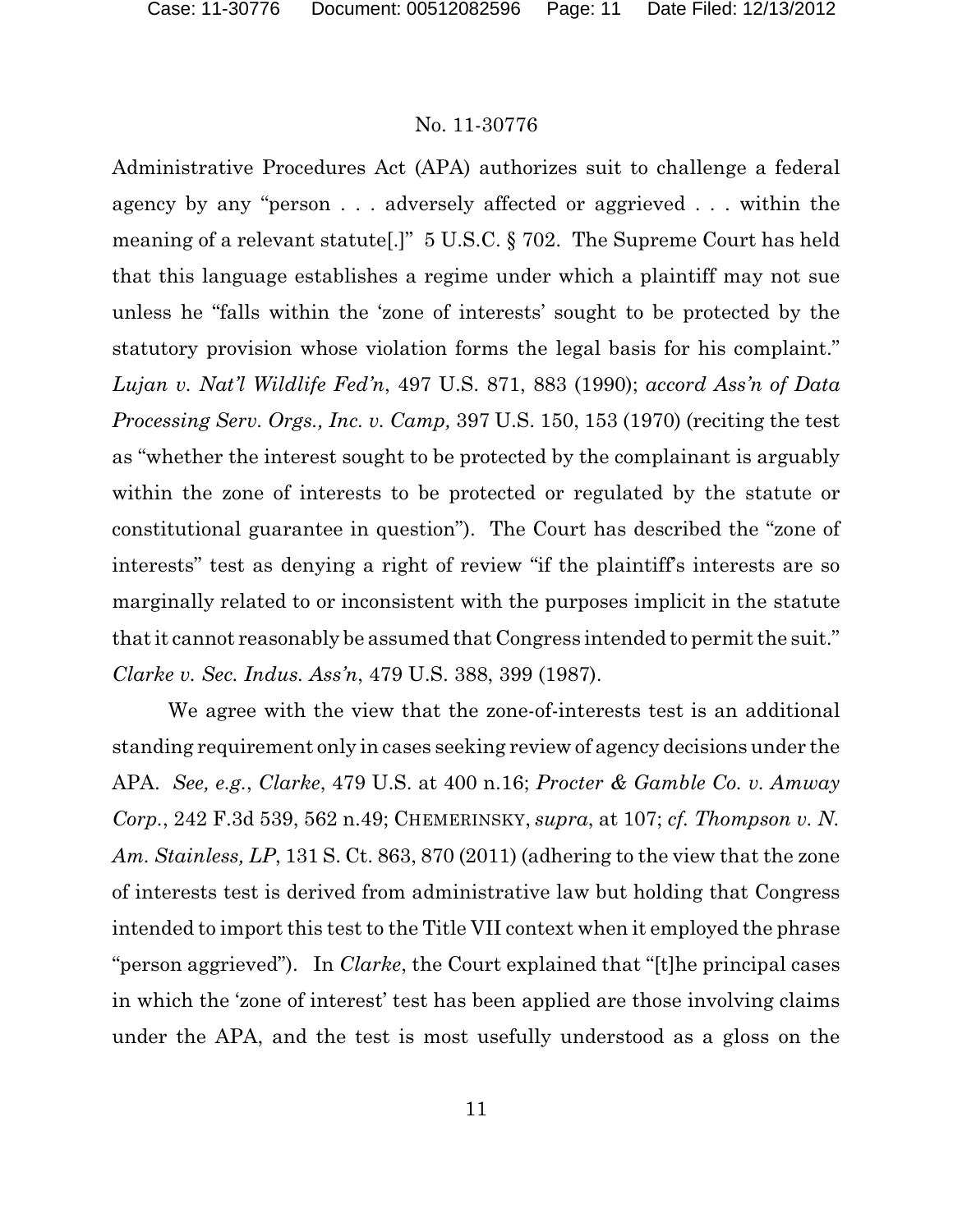Administrative Procedures Act (APA) authorizes suit to challenge a federal agency by any "person . . . adversely affected or aggrieved . . . within the meaning of a relevant statute[.]" 5 U.S.C. § 702. The Supreme Court has held that this language establishes a regime under which a plaintiff may not sue unless he "falls within the 'zone of interests' sought to be protected by the statutory provision whose violation forms the legal basis for his complaint." *Lujan v. Nat'l Wildlife Fed'n*, 497 U.S. 871, 883 (1990); *accord Ass'n of Data Processing Serv. Orgs., Inc. v. Camp,* 397 U.S. 150, 153 (1970) (reciting the test as "whether the interest sought to be protected by the complainant is arguably within the zone of interests to be protected or regulated by the statute or constitutional guarantee in question"). The Court has described the "zone of interests" test as denying a right of review "if the plaintiff's interests are so marginally related to or inconsistent with the purposes implicit in the statute that it cannot reasonably be assumed that Congress intended to permit the suit." *Clarke v. Sec. Indus. Ass'n*, 479 U.S. 388, 399 (1987).

We agree with the view that the zone-of-interests test is an additional standing requirement only in cases seeking review of agency decisions under the APA. *See, e.g.*, *Clarke*, 479 U.S. at 400 n.16; *Procter & Gamble Co. v. Amway Corp.*, 242 F.3d 539, 562 n.49; CHEMERINSKY, *supra*, at 107; *cf. Thompson v. N. Am. Stainless, LP*, 131 S. Ct. 863, 870 (2011) (adhering to the view that the zone of interests test is derived from administrative law but holding that Congress intended to import this test to the Title VII context when it employed the phrase "person aggrieved"). In *Clarke*, the Court explained that "[t]he principal cases in which the 'zone of interest' test has been applied are those involving claims under the APA, and the test is most usefully understood as a gloss on the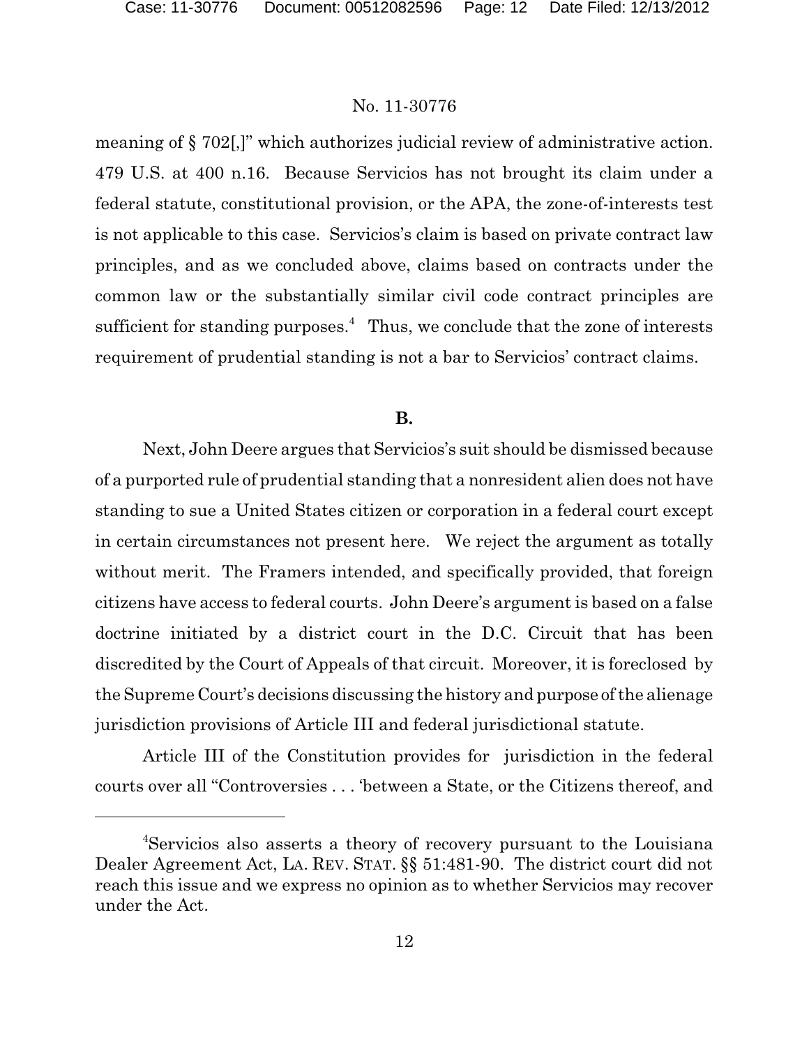meaning of § 702[,]" which authorizes judicial review of administrative action. 479 U.S. at 400 n.16. Because Servicios has not brought its claim under a federal statute, constitutional provision, or the APA, the zone-of-interests test is not applicable to this case. Servicios's claim is based on private contract law principles, and as we concluded above, claims based on contracts under the common law or the substantially similar civil code contract principles are sufficient for standing purposes.[4] Thus, we conclude that the zone of interests requirement of prudential standing is not a bar to Servicios' contract claims.

## B.

Next, John Deere argues that Servicios's suit should be dismissed because of a purported rule of prudential standing that a nonresident alien does not have standing to sue a United States citizen or corporation in a federal court except in certain circumstances not present here. We reject the argument as totally without merit. The Framers intended, and specifically provided, that foreign citizens have access to federal courts. John Deere's argument is based on a false doctrine initiated by a district court in the D.C. Circuit that has been discredited by the Court of Appeals of that circuit. Moreover, it is foreclosed by the Supreme Court's decisions discussing the history and purpose of the alienage jurisdiction provisions of Article III and federal jurisdictional statute.

Article III of the Constitution provides for jurisdiction in the federal courts over all "Controversies . . . 'between a State, or the Citizens thereof, and

---

[4]Servicios also asserts a theory of recovery pursuant to the Louisiana Dealer Agreement Act, LA. REV. STAT. §§ 51:481-90. The district court did not reach this issue and we express no opinion as to whether Servicios may recover under the Act.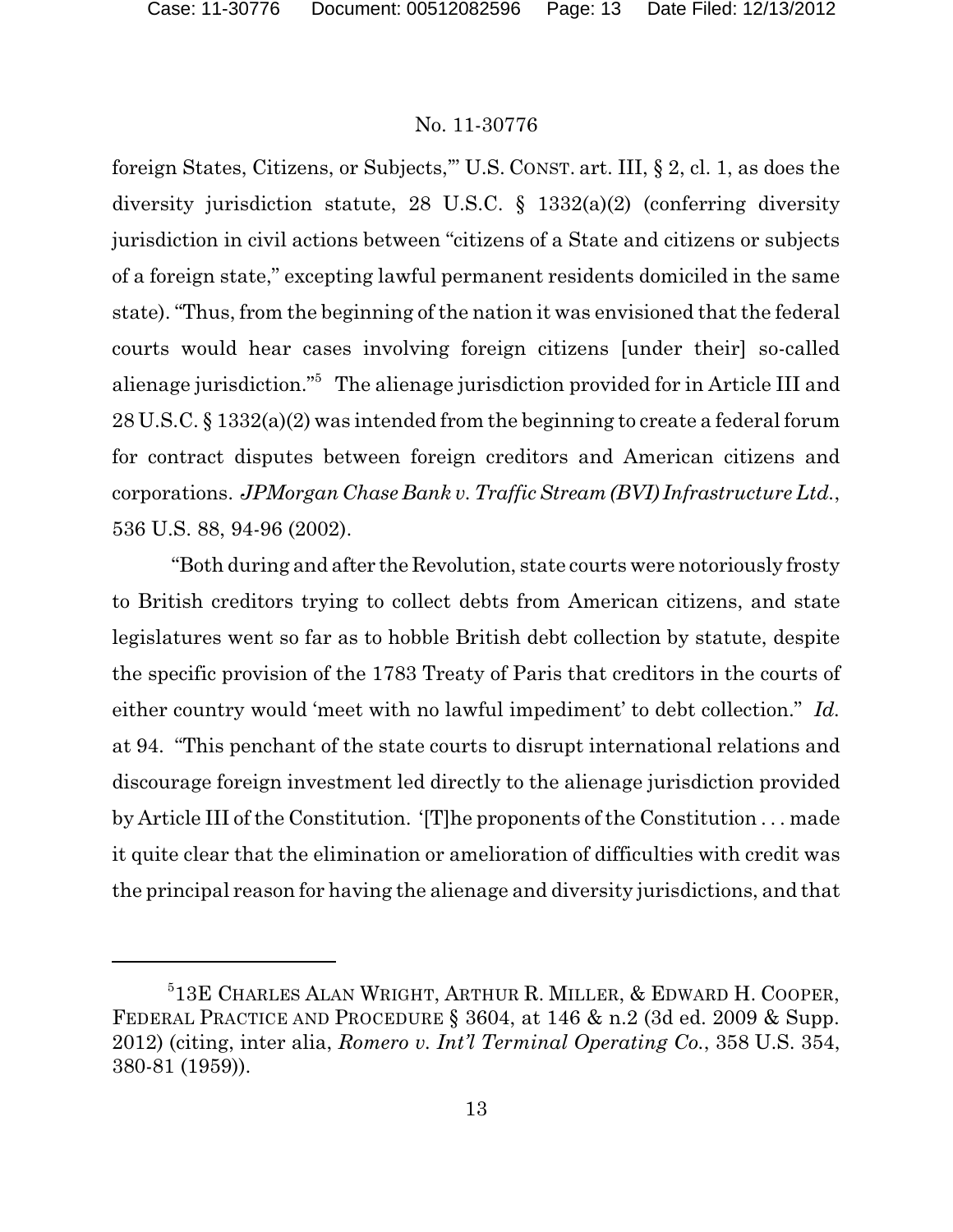foreign States, Citizens, or Subjects,'" U.S. CONST. art. III, § 2, cl. 1, as does the diversity jurisdiction statute, 28 U.S.C. § 1332(a)(2) (conferring diversity jurisdiction in civil actions between "citizens of a State and citizens or subjects of a foreign state," excepting lawful permanent residents domiciled in the same state). "Thus, from the beginning of the nation it was envisioned that the federal courts would hear cases involving foreign citizens [under their] so-called alienage jurisdiction."[5] The alienage jurisdiction provided for in Article III and 28 U.S.C. § 1332(a)(2) was intended from the beginning to create a federal forum for contract disputes between foreign creditors and American citizens and corporations. *JPMorgan Chase Bank v. Traffic Stream (BVI) Infrastructure Ltd.*, 536 U.S. 88, 94-96 (2002).

"Both during and after the Revolution, state courts were notoriously frosty to British creditors trying to collect debts from American citizens, and state legislatures went so far as to hobble British debt collection by statute, despite the specific provision of the 1783 Treaty of Paris that creditors in the courts of either country would 'meet with no lawful impediment' to debt collection." *Id.* at 94. "This penchant of the state courts to disrupt international relations and discourage foreign investment led directly to the alienage jurisdiction provided by Article III of the Constitution. '[T]he proponents of the Constitution . . . made it quite clear that the elimination or amelioration of difficulties with credit was the principal reason for having the alienage and diversity jurisdictions, and that

---

[5] 13E CHARLES ALAN WRIGHT, ARTHUR R. MILLER, & EDWARD H. COOPER, FEDERAL PRACTICE AND PROCEDURE § 3604, at 146 & n.2 (3d ed. 2009 & Supp. 2012) (citing, inter alia, *Romero v. Int'l Terminal Operating Co.*, 358 U.S. 354, 380-81 (1959)).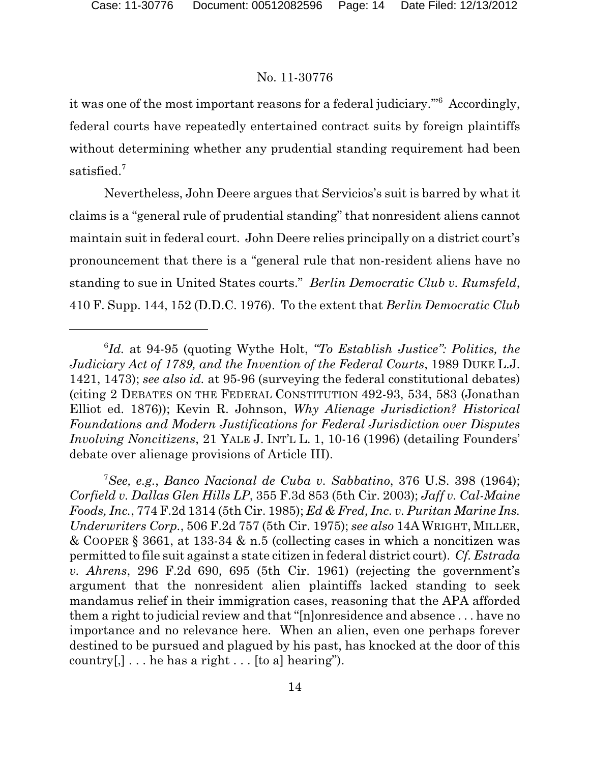it was one of the most important reasons for a federal judiciary.'"[6] Accordingly, federal courts have repeatedly entertained contract suits by foreign plaintiffs without determining whether any prudential standing requirement had been satisfied.[7]

Nevertheless, John Deere argues that Servicios's suit is barred by what it claims is a "general rule of prudential standing" that nonresident aliens cannot maintain suit in federal court. John Deere relies principally on a district court's pronouncement that there is a "general rule that non-resident aliens have no standing to sue in United States courts." *Berlin Democratic Club v. Rumsfeld*, 410 F. Supp. 144, 152 (D.D.C. 1976). To the extent that *Berlin Democratic Club*

---

[6] *Id.* at 94-95 (quoting Wythe Holt, *"To Establish Justice": Politics, the Judiciary Act of 1789, and the Invention of the Federal Courts*, 1989 DUKE L.J. 1421, 1473); *see also id.* at 95-96 (surveying the federal constitutional debates) (citing 2 DEBATES ON THE FEDERAL CONSTITUTION 492-93, 534, 583 (Jonathan Elliot ed. 1876)); Kevin R. Johnson, *Why Alienage Jurisdiction? Historical Foundations and Modern Justifications for Federal Jurisdiction over Disputes Involving Noncitizens*, 21 YALE J. INT'L L. 1, 10-16 (1996) (detailing Founders' debate over alienage provisions of Article III).

[7] *See, e.g.*, *Banco Nacional de Cuba v. Sabbatino*, 376 U.S. 398 (1964); *Corfield v. Dallas Glen Hills LP*, 355 F.3d 853 (5th Cir. 2003); *Jaff v. Cal-Maine Foods, Inc.*, 774 F.2d 1314 (5th Cir. 1985); *Ed & Fred, Inc. v. Puritan Marine Ins. Underwriters Corp.*, 506 F.2d 757 (5th Cir. 1975); *see also* 14A WRIGHT, MILLER, & COOPER § 3661, at 133-34 & n.5 (collecting cases in which a noncitizen was permitted to file suit against a state citizen in federal district court). *Cf. Estrada v. Ahrens*, 296 F.2d 690, 695 (5th Cir. 1961) (rejecting the government's argument that the nonresident alien plaintiffs lacked standing to seek mandamus relief in their immigration cases, reasoning that the APA afforded them a right to judicial review and that "[n]onresidence and absence . . . have no importance and no relevance here. When an alien, even one perhaps forever destined to be pursued and plagued by his past, has knocked at the door of this country[,] . . . he has a right . . . [to a] hearing").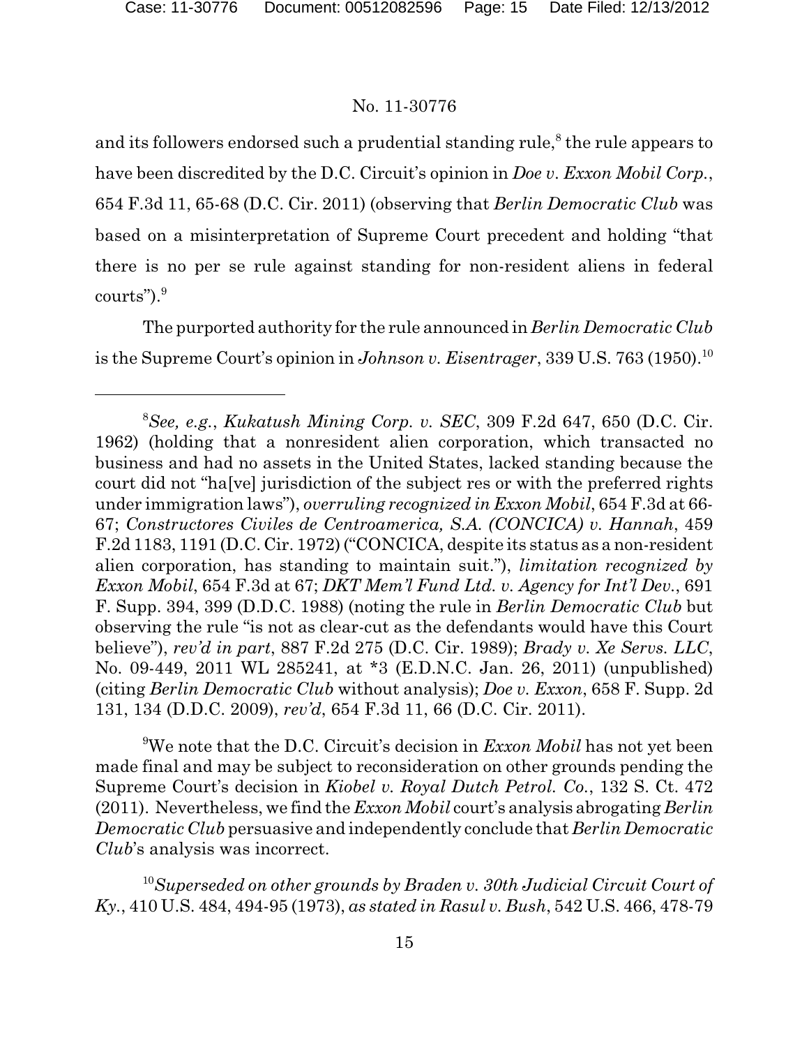and its followers endorsed such a prudential standing rule,[8] the rule appears to have been discredited by the D.C. Circuit's opinion in *Doe v. Exxon Mobil Corp.*, 654 F.3d 11, 65-68 (D.C. Cir. 2011) (observing that *Berlin Democratic Club* was based on a misinterpretation of Supreme Court precedent and holding "that there is no per se rule against standing for non-resident aliens in federal courts").[9]

The purported authority for the rule announced in *Berlin Democratic Club* is the Supreme Court's opinion in *Johnson v. Eisentrager*, 339 U.S. 763 (1950).[10]

---

[8] *See, e.g.*, *Kukatush Mining Corp. v. SEC*, 309 F.2d 647, 650 (D.C. Cir. 1962) (holding that a nonresident alien corporation, which transacted no business and had no assets in the United States, lacked standing because the court did not "ha[ve] jurisdiction of the subject res or with the preferred rights under immigration laws"), *overruling recognized in Exxon Mobil*, 654 F.3d at 66-67; *Constructores Civiles de Centroamerica, S.A. (CONCICA) v. Hannah*, 459 F.2d 1183, 1191 (D.C. Cir. 1972) ("CONCICA, despite its status as a non-resident alien corporation, has standing to maintain suit."), *limitation recognized by Exxon Mobil*, 654 F.3d at 67; *DKT Mem'l Fund Ltd. v. Agency for Int'l Dev.*, 691 F. Supp. 394, 399 (D.D.C. 1988) (noting the rule in *Berlin Democratic Club* but observing the rule "is not as clear-cut as the defendants would have this Court believe"), *rev'd in part*, 887 F.2d 275 (D.C. Cir. 1989); *Brady v. Xe Servs. LLC*, No. 09-449, 2011 WL 285241, at *3 (E.D.N.C. Jan. 26, 2011) (unpublished) (citing *Berlin Democratic Club* without analysis); *Doe v. Exxon*, 658 F. Supp. 2d 131, 134 (D.D.C. 2009), *rev'd*, 654 F.3d 11, 66 (D.C. Cir. 2011).

[9] We note that the D.C. Circuit's decision in *Exxon Mobil* has not yet been made final and may be subject to reconsideration on other grounds pending the Supreme Court's decision in *Kiobel v. Royal Dutch Petrol. Co.*, 132 S. Ct. 472 (2011). Nevertheless, we find the *Exxon Mobil* court's analysis abrogating *Berlin Democratic Club* persuasive and independently conclude that *Berlin Democratic Club*'s analysis was incorrect.

[10] *Superseded on other grounds by Braden v. 30th Judicial Circuit Court of Ky.*, 410 U.S. 484, 494-95 (1973), *as stated in Rasul v. Bush*, 542 U.S. 466, 478-79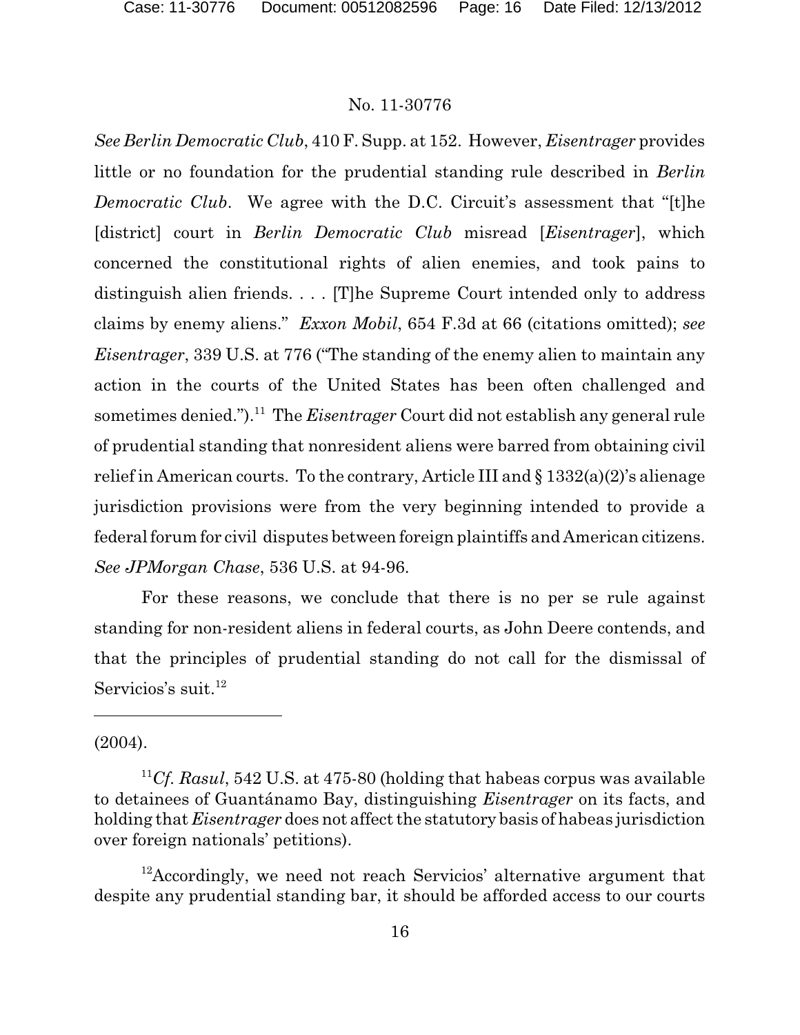*See Berlin Democratic Club*, 410 F. Supp. at 152. However, *Eisentrager* provides little or no foundation for the prudential standing rule described in *Berlin Democratic Club*. We agree with the D.C. Circuit's assessment that "[t]he [district] court in *Berlin Democratic Club* misread [*Eisentrager*], which concerned the constitutional rights of alien enemies, and took pains to distinguish alien friends. . . . [T]he Supreme Court intended only to address claims by enemy aliens." *Exxon Mobil*, 654 F.3d at 66 (citations omitted); *see Eisentrager*, 339 U.S. at 776 ("The standing of the enemy alien to maintain any action in the courts of the United States has been often challenged and sometimes denied.").[11] The *Eisentrager* Court did not establish any general rule of prudential standing that nonresident aliens were barred from obtaining civil relief in American courts. To the contrary, Article III and § 1332(a)(2)'s alienage jurisdiction provisions were from the very beginning intended to provide a federal forum for civil disputes between foreign plaintiffs and American citizens. *See JPMorgan Chase*, 536 U.S. at 94-96.

For these reasons, we conclude that there is no per se rule against standing for non-resident aliens in federal courts, as John Deere contends, and that the principles of prudential standing do not call for the dismissal of Servicios's suit.[12]

---

(2004).

[11] *Cf. Rasul*, 542 U.S. at 475-80 (holding that habeas corpus was available to detainees of Guantánamo Bay, distinguishing *Eisentrager* on its facts, and holding that *Eisentrager* does not affect the statutory basis of habeas jurisdiction over foreign nationals' petitions).

[12] Accordingly, we need not reach Servicios' alternative argument that despite any prudential standing bar, it should be afforded access to our courts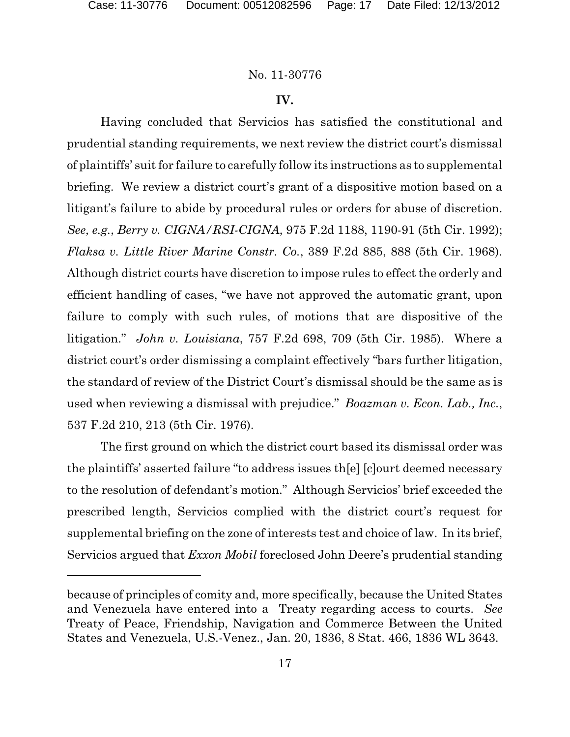No. 11-30776

## IV.

Having concluded that Servicios has satisfied the constitutional and prudential standing requirements, we next review the district court's dismissal of plaintiffs' suit for failure to carefully follow its instructions as to supplemental briefing. We review a district court's grant of a dispositive motion based on a litigant's failure to abide by procedural rules or orders for abuse of discretion. *See, e.g.*, *Berry v. CIGNA/RSI-CIGNA*, 975 F.2d 1188, 1190-91 (5th Cir. 1992); *Flaksa v. Little River Marine Constr. Co.*, 389 F.2d 885, 888 (5th Cir. 1968). Although district courts have discretion to impose rules to effect the orderly and efficient handling of cases, "we have not approved the automatic grant, upon failure to comply with such rules, of motions that are dispositive of the litigation." *John v. Louisiana*, 757 F.2d 698, 709 (5th Cir. 1985). Where a district court's order dismissing a complaint effectively "bars further litigation, the standard of review of the District Court's dismissal should be the same as is used when reviewing a dismissal with prejudice." *Boazman v. Econ. Lab., Inc.*, 537 F.2d 210, 213 (5th Cir. 1976).

The first ground on which the district court based its dismissal order was the plaintiffs' asserted failure "to address issues th[e] [c]ourt deemed necessary to the resolution of defendant's motion." Although Servicios' brief exceeded the prescribed length, Servicios complied with the district court's request for supplemental briefing on the zone of interests test and choice of law. In its brief, Servicios argued that *Exxon Mobil* foreclosed John Deere's prudential standing

---

because of principles of comity and, more specifically, because the United States and Venezuela have entered into a Treaty regarding access to courts. *See* Treaty of Peace, Friendship, Navigation and Commerce Between the United States and Venezuela, U.S.-Venez., Jan. 20, 1836, 8 Stat. 466, 1836 WL 3643.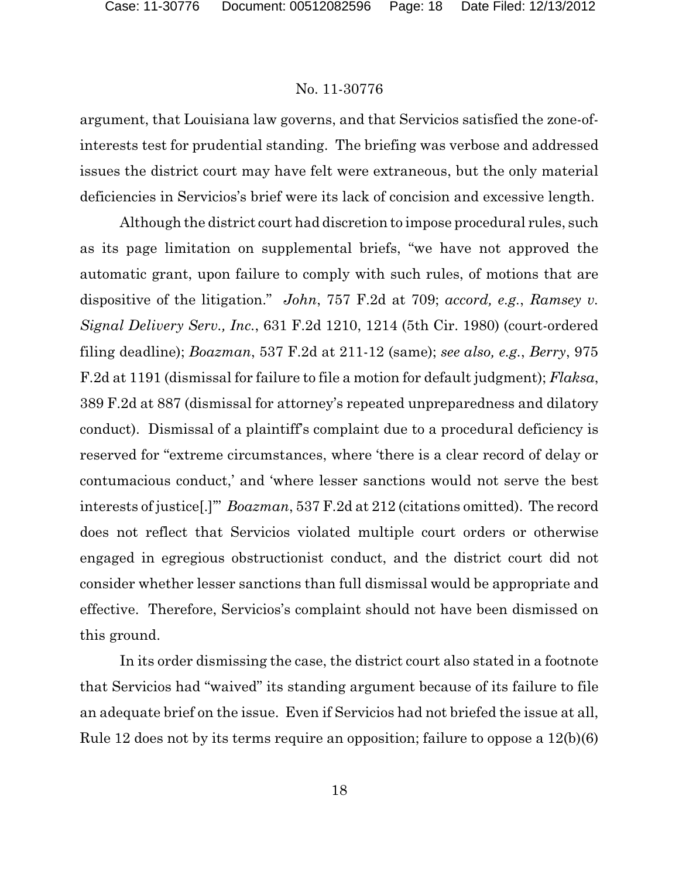argument, that Louisiana law governs, and that Servicios satisfied the zone-of-interests test for prudential standing. The briefing was verbose and addressed issues the district court may have felt were extraneous, but the only material deficiencies in Servicios's brief were its lack of concision and excessive length.

Although the district court had discretion to impose procedural rules, such as its page limitation on supplemental briefs, "we have not approved the automatic grant, upon failure to comply with such rules, of motions that are dispositive of the litigation." *John*, 757 F.2d at 709; *accord, e.g.*, *Ramsey v. Signal Delivery Serv., Inc.*, 631 F.2d 1210, 1214 (5th Cir. 1980) (court-ordered filing deadline); *Boazman*, 537 F.2d at 211-12 (same); *see also, e.g.*, *Berry*, 975 F.2d at 1191 (dismissal for failure to file a motion for default judgment); *Flaksa*, 389 F.2d at 887 (dismissal for attorney's repeated unpreparedness and dilatory conduct). Dismissal of a plaintiff's complaint due to a procedural deficiency is reserved for "extreme circumstances, where 'there is a clear record of delay or contumacious conduct,' and 'where lesser sanctions would not serve the best interests of justice[.]'" *Boazman*, 537 F.2d at 212 (citations omitted). The record does not reflect that Servicios violated multiple court orders or otherwise engaged in egregious obstructionist conduct, and the district court did not consider whether lesser sanctions than full dismissal would be appropriate and effective. Therefore, Servicios's complaint should not have been dismissed on this ground.

In its order dismissing the case, the district court also stated in a footnote that Servicios had "waived" its standing argument because of its failure to file an adequate brief on the issue. Even if Servicios had not briefed the issue at all, Rule 12 does not by its terms require an opposition; failure to oppose a 12(b)(6)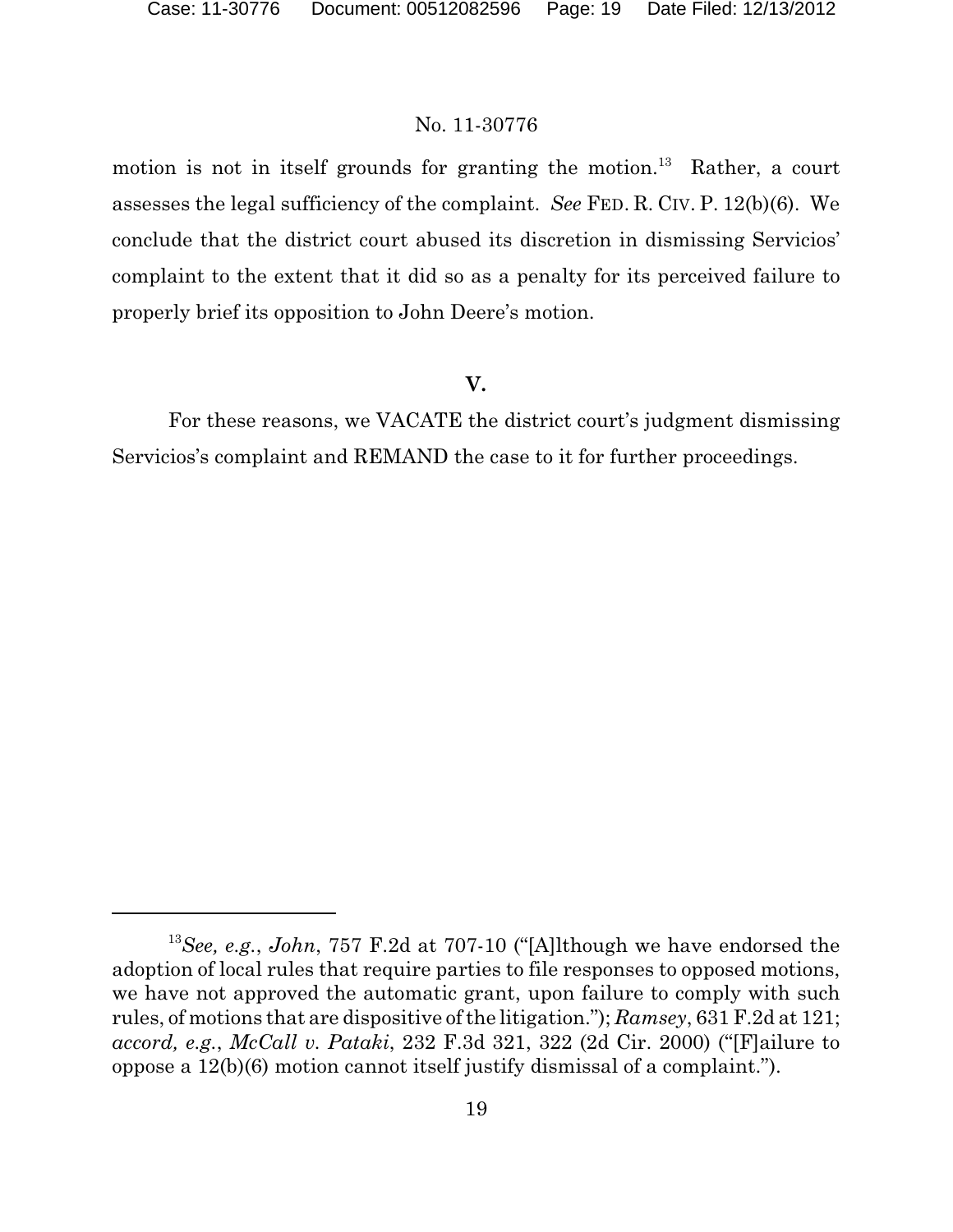motion is not in itself grounds for granting the motion.[13] Rather, a court assesses the legal sufficiency of the complaint. *See* FED. R. CIV. P. 12(b)(6). We conclude that the district court abused its discretion in dismissing Servicios' complaint to the extent that it did so as a penalty for its perceived failure to properly brief its opposition to John Deere's motion.

## V.

For these reasons, we VACATE the district court's judgment dismissing Servicios's complaint and REMAND the case to it for further proceedings.

---

[13] *See, e.g.*, *John*, 757 F.2d at 707-10 ("[A]lthough we have endorsed the adoption of local rules that require parties to file responses to opposed motions, we have not approved the automatic grant, upon failure to comply with such rules, of motions that are dispositive of the litigation."); *Ramsey*, 631 F.2d at 121; *accord, e.g.*, *McCall v. Pataki*, 232 F.3d 321, 322 (2d Cir. 2000) ("[F]ailure to oppose a 12(b)(6) motion cannot itself justify dismissal of a complaint.").